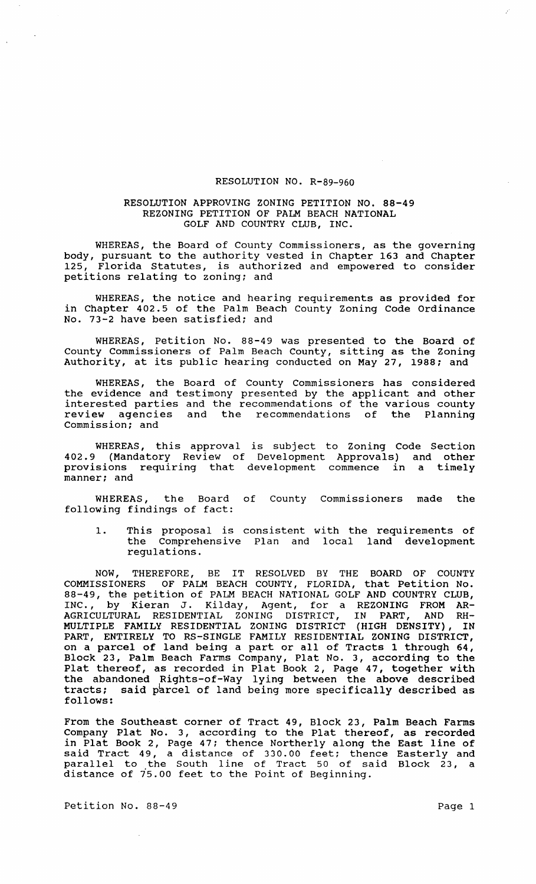# RESOLUTION NO. R-89-960

## RESOLUTION APPROVING ZONING PETITION NO. 88-49 REZONING PETITION OF PALM BEACH NATIONAL GOLF AND COUNTRY CLUB, INC.

WHEREAS, the Board of County Commissioners, as the governing body, pursuant to the authority vested in Chapter 163 and Chapter 125, Florida Statutes, is authorized and empowered to consider petitions relating to zoning; and

WHEREAS, the notice and hearing requirements as provided for in Chapter 402.5 of the Palm Beach County Zoning Code Ordinance No. 73-2 have been satisfied; and

WHEREAS, Petition No. 88-49 was presented to the Board of County Commissioners of Palm Beach County, sitting as the Zoning Authority, at its public hearing conducted on May 27, 1988; and

WHEREAS, the Board of County Commissioners has considered the evidence and testimony presented by the applicant and other interested parties and the recommendations of the various county review agencies and the recommendations of the Planning Commission; and

WHEREAS, this approval is subject to Zoning Code Section 402.9 (Mandatory Review of Development Approvals) and other provisions requiring that development commence in a timely manner; and

WHEREAS, the Board of County Commissioners made the following findings of fact:

1. This proposal is consistent with the requirements of the Comprehensive Plan and local land development regulations.

NOW, THEREFORE, BE IT RESOLVED BY THE BOARD OF COUNTY COMMISSIONERS OF PALM BEACH COUNTY, FLORIDA, that Petition No. 88-49, the petition of PALM BEACH NATIONAL GOLF AND COUNTRY CLUB, INC., by Kieran J. Kilday, Agent, for a REZONING FROM AR-AGRICULTURAL RESIDENTIAL ZONING DISTRICT, IN PART, AND RH-MULTIPLE FAMILY RESIDENTIAL ZONING DISTRICT (HIGH DENSITY), IN PART, ENTIRELY TO RS-SINGLE FAMILY RESIDENTIAL ZONING DISTRICT, on a parcel of land being a part or all of Tracts 1 through 64, Block 23, Palm Beach Farms Company, Plat No. 3, according to the Plat thereof, as recorded in Plat Book 2, Page 47, together with the abandoned Rights-of-Way lying between the above described tracts; said parcel of land being more specifically described as follows:

From the Southeast corner of Tract 49, Block 23, Palm Beach Farms Company Plat No. 3, according to the Plat thereof, as recorded in Plat Book 2, Page 47; thence Northerly along the East line of said Tract 49, a distance of 330.00 feet; thence Easterly and parallel to the South line of Tract 50 of said Block 23, a distance of 75.00 feet to the Point of Beginning.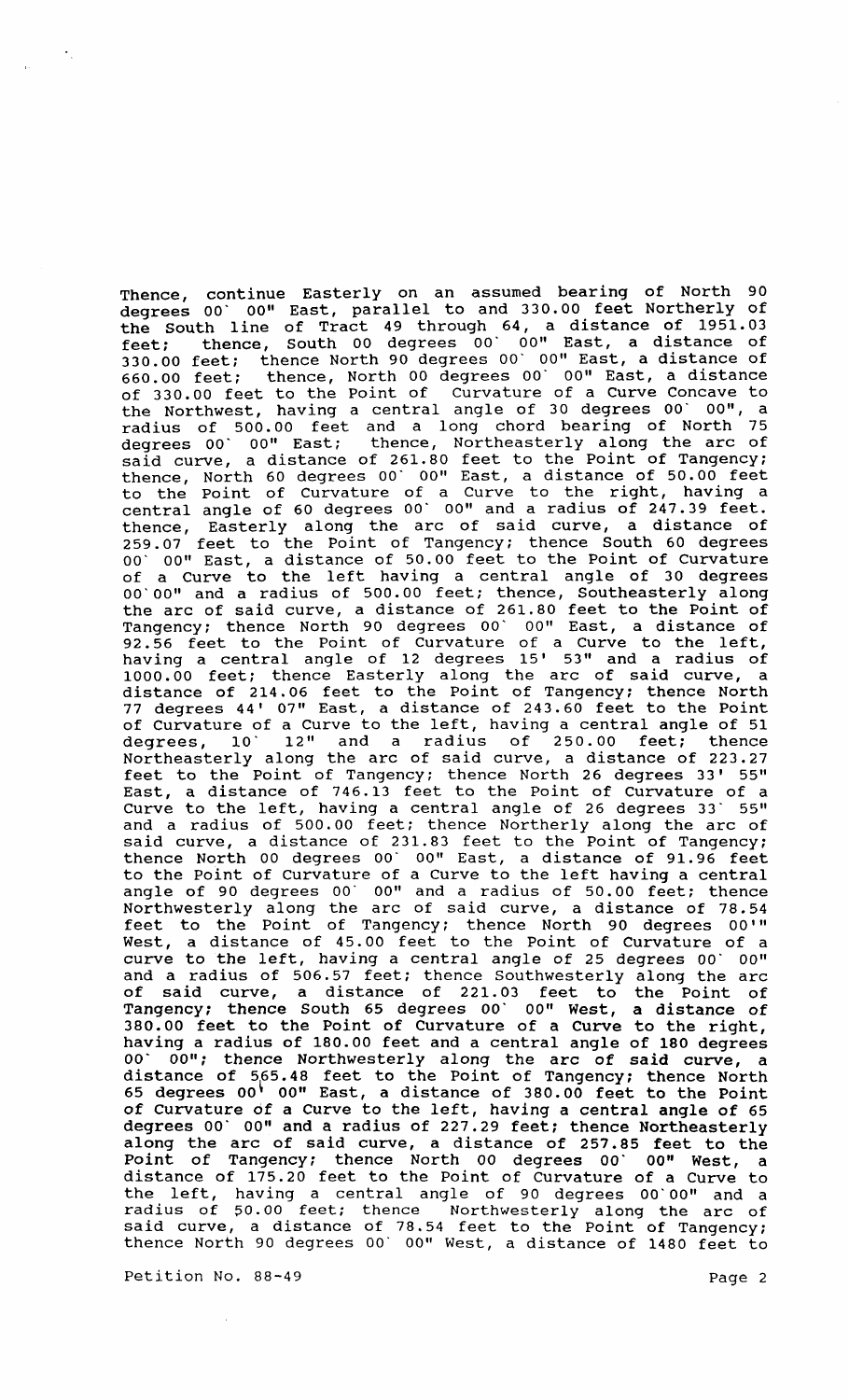Thence, continue Easterly on an assumed bearing of North 90 degrees 00` 00" East, parallel to and 330.00 feet Northerly of the South line of Tract 49 through 64, a distance of 1951.03 feet; thence, South 00 degrees 00` 00" East, a distance of 330.00 feet; thence North 90 degrees 00` 00" East, a distance of 660.00 feet; thence, North 00 degrees 00` 00" East, a distance of 330.00 feet to the Point of Curvature of a Curve Concave to the Northwest, having a central angle of 30 degrees 00` 00", a radius of 500.00 feet and a long chord bearing of North 75 degrees 00` 00" East; thence, Northeasterly along the arc of said curve, a distance of 261.80 feet to the Point of Tangency; thence, North 60 degrees 00` 00" East, a distance of 50.00 feet to the Point of Curvature of a Curve to the right, having a central angle of 60 degrees 00` 00" and a radius of 247.39 feet. thence, Easterly along the arc of said curve, a distance of 259.07 feet to the Point of Tangency; thence South 60 degrees 00` 00" East, a distance of 50.00 feet to the Point of Curvature of a Curve to the left having a central angle of 30 degrees 00`00" and a radius of 500.00 feet; thence, Southeasterly along the arc of said curve, a distance of 261.80 feet to the Point of Tangency; thence North 90 degrees 00` 00" East, a distance of 92.56 feet to the Point of Curvature of a Curve to the left, having a central angle of 12 degrees 15' 53" and a radius of 1000.00 feet; thence Easterly along the arc of said curve, a distance of 214.06 feet to the Point of Tangency; thence North 77 degrees 44' 07" East, a distance of 243.60 feet to the Point of Curvature of a Curve to the left, having a central angle of 51 degrees, 10` 12" and a radius of 250.00 feet; thence Northeasterly along the arc of said curve, a distance of 223.27 feet to the Point of Tangency; thence North 26 degrees 33' 55" East, a distance of 746.13 feet to the Point of Curvature of a Curve to the left, having a central angle of 26 degrees 33` 55" and a radius of 500.00 feet; thence Northerly along the arc of said curve, a distance of 231.83 feet to the Point of Tangency; thence North 00 degrees 00` 00" East, a distance of 91.96 feet to the Point of Curvature of a Curve to the left having a central angle of 90 degrees 00` 00" and a radius of 50.00 feet; thence Northwesterly along the arc of said curve, a distance of 78.54 feet to the Point of Tangency; thence North 90 degrees 00'" West, a distance of 45.00 feet to the Point of Curvature of a curve to the left, having a central angle of 25 degrees 00` 00" and a radius of 506.57 feet; thence Southwesterly along the arc of said curve, a distance of 221.03 feet to the Point of Tangency; thence South 65 degrees 00` 00" West, a distance of 380.00 feet to the Point of Curvature of a Curve to the right, having a radius of 180.00 feet and a central angle of 180 degrees 00` 00"; thence Northwesterly along the arc of said curve, a distance of 565.48 feet to the Point of Tangency; thence North 65 degrees 00' 00" East, a distance of 380.00 feet to the Point of Curvature of a Curve to the left, having a central angle of 65 degrees 00` 00" and a radius of 227.29 feet; thence Northeasterly along the arc of said curve, a distance of 257.85 feet to the Point of Tangency; thence North 00 degrees 00` 00" West, a distance of 175.20 feet to the Point of Curvature of a Curve to the left, having a central angle of 90 degrees 00`00" and a radius of 50.00 feet; thence Northwesterly along the arc of said curve, a distance of 78.54 feet to the Point of Tangency; thence North 90 degrees 00` 00" West, a distance of 1480 feet to

Petition No. 88-49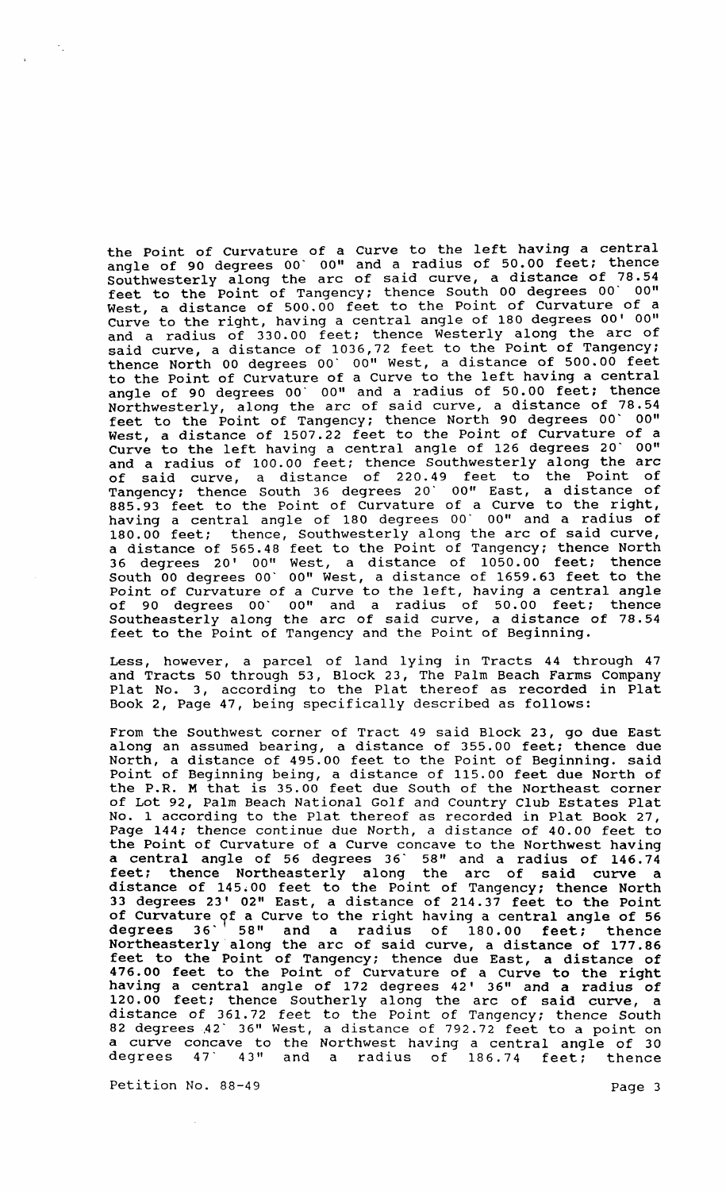the Point of Curvature of a Curve to the left having a central angle of 90 degrees 00` 00" and a radius of 50.00 feet; thence Southwesterly along the arc of said curve, a distance of 78.54 feet to the Point of Tangency; thence South 00 degrees 00` 00" West, a distance of 500.00 feet to the Point of Curvature of a Curve to the right, having a central angle of 180 degrees 00' 00" and a radius of 330.00 feet; thence Westerly along the arc of said curve, a distance of 1036,72 feet to the Point of Tangency; thence North 00 degrees 00` 00" West, a distance of 500.00 feet to the Point of Curvature of a Curve to the left having a central angle of 90 degrees 00` 00" and a radius of 50.00 feet; thence Northwesterly, along the arc of said curve, a distance of 78.54 feet to the Point of Tangency; thence North 90 degrees 00` 00" West, a distance of 1507.22 feet to the Point of Curvature of a Curve to the left having a central angle of 126 degrees 20` 00" and a radius of 100.00 feet; thence Southwesterly along the arc of said curve, a distance of 220.49 feet to the Point of Tangency; thence South 36 degrees 20` 00" East, a distance of 885.93 feet to the Point of Curvature of a Curve to the right, having a central angle of 180 degrees 00` 00" and a radius of 180.00 feet; thence, Southwesterly along the arc of said curve, a distance of 565.48 feet to the Point of Tangency; thence North 36 degrees 20' 00" West, a distance of 1050.00 feet; thence South 00 degrees 00` 00" West, a distance of 1659.63 feet to the Point of Curvature of a Curve to the left, having a central angle of 90 degrees 00` 00" and a radius of 50.00 feet; thence Southeasterly along the arc of said curve, a distance of 78.54 feet to the Point of Tangency and the Point of Beginning.

Less, however, a parcel of land lying in Tracts 44 through 47 and Tracts 50 through 53, Block 23, The Palm Beach Farms Company Plat No. 3, according to the Plat thereof as recorded in Plat Book 2, Page 47, being specifically described as follows:

From the Southwest corner of Tract 49 said Block 23, go due East along an assumed bearing, a distance of 355.00 feet; thence due North, a distance of 495.00 feet to the Point of Beginning. said Point of Beginning being, a distance of 115.00 feet due North of the P.R. M that is 35.00 feet due South of the Northeast corner of Lot 92, Palm Beach National Golf and Country Club Estates Plat No. 1 according to the Plat thereof as recorded in Plat Book 27, Page 144; thence continue due North, a distance of 40.00 feet to the Point of Curvature of a Curve concave to the Northwest having a central angle of 56 degrees 36` 58" and a radius of 146.74 feet; thence Northeasterly along the arc of said curve a distance of 145.00 feet to the Point of Tangency; thence North 33 degrees 23' 02" East, a distance of 214.37 feet to the Point of Curvature of a Curve to the right having a central angle of 56 degrees 36` 58" and a radius of 180.00 feet; thence Northeasterly along the arc of said curve, a distance of 177.86 feet to the Point of Tangency; thence due East, a distance of 476.00 feet to the Point of Curvature of a Curve to the right having a central angle of 172 degrees 42' 36" and a radius of 120.00 feet; thence Southerly along the arc of said curve, a distance of 361.72 feet to the Point of Tangency; thence South 82 degrees 42` 36" West, a distance of 792.72 feet to a point on a curve concave to the Northwest having a central angle of 30 degrees 47` 43" and a radius of 186.74 feet; thence

Petition No. 88-49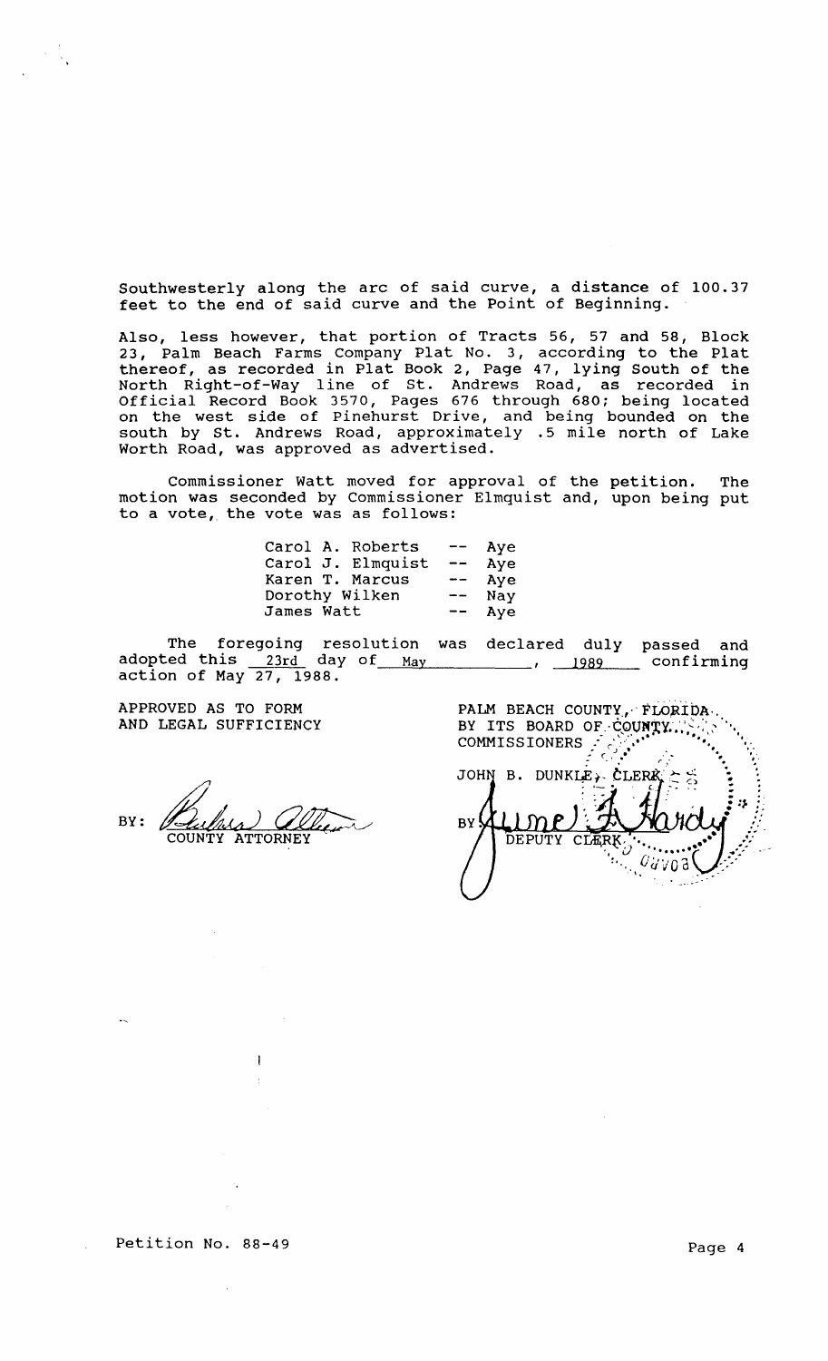Southwesterly along the arc of said curve, a distance of 100.37 feet to the end of said curve and the Point of Beginning.

Also, less however, that portion of Tracts 56, 57 and 58, Block 23, Palm Beach Farms Company Plat No. 3, according to the Plat thereof, as recorded in Plat Book 2, Page 47, lying South of the North Right-of-Way line of St. Andrews Road, as recorded in Official Record Book 3570, Pages 676 through 680; being located on the west side of Pinehurst Drive, and being bounded on the south by St. Andrews Road, approximately .5 mile north of Lake Worth Road, was approved as advertised.

Commissioner Watt moved for approval of the petition. The motion was seconded by Commissioner Elmquist and, upon being put to a vote, the vote was as follows:

| | | |
|---|---|---|
| Carol A. Roberts | -- | Aye |
| Carol J. Elmquist | -- | Aye |
| Karen T. Marcus | -- | Aye |
| Dorothy Wilken | -- | Nay |
| James Watt | -- | Aye |

The foregoing resolution was declared duly passed and adopted this 23rd day of May, 1989 confirming action of May 27, 1988.

APPROVED AS TO FORM AND LEGAL SUFFICIENCY

BY: COUNTY ATTORNEY

PALM BEACH COUNTY, FLORIDA BY ITS BOARD OF COUNTY COMMISSIONERS

JOHN B. DUNKLE, CLERK

BY DEPUTY CLERK

Petition No. 88-49